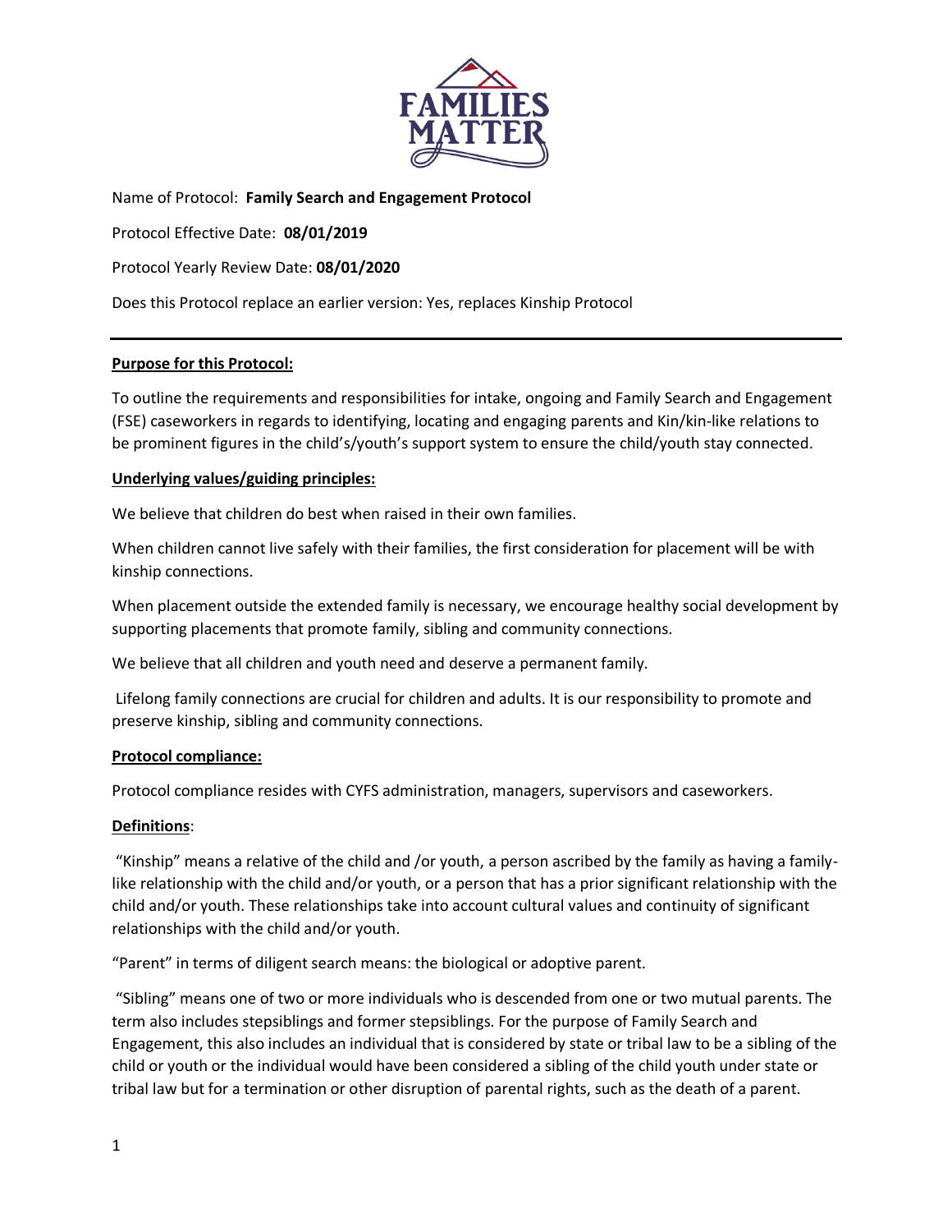Name of Protocol: **Family Search and Engagement Protocol**

Protocol Effective Date: **08/01/2019**

Protocol Yearly Review Date: **08/01/2020**

Does this Protocol replace an earlier version: Yes, replaces Kinship Protocol

---

**Purpose for this Protocol:**

To outline the requirements and responsibilities for intake, ongoing and Family Search and Engagement (FSE) caseworkers in regards to identifying, locating and engaging parents and Kin/kin-like relations to be prominent figures in the child's/youth's support system to ensure the child/youth stay connected.

**Underlying values/guiding principles:**

We believe that children do best when raised in their own families.

When children cannot live safely with their families, the first consideration for placement will be with kinship connections.

When placement outside the extended family is necessary, we encourage healthy social development by supporting placements that promote family, sibling and community connections.

We believe that all children and youth need and deserve a permanent family.

Lifelong family connections are crucial for children and adults. It is our responsibility to promote and preserve kinship, sibling and community connections.

**Protocol compliance:**

Protocol compliance resides with CYFS administration, managers, supervisors and caseworkers.

**Definitions**:

"Kinship" means a relative of the child and /or youth, a person ascribed by the family as having a family-like relationship with the child and/or youth, or a person that has a prior significant relationship with the child and/or youth. These relationships take into account cultural values and continuity of significant relationships with the child and/or youth.

"Parent" in terms of diligent search means: the biological or adoptive parent.

"Sibling" means one of two or more individuals who is descended from one or two mutual parents. The term also includes stepsiblings and former stepsiblings. For the purpose of Family Search and Engagement, this also includes an individual that is considered by state or tribal law to be a sibling of the child or youth or the individual would have been considered a sibling of the child youth under state or tribal law but for a termination or other disruption of parental rights, such as the death of a parent.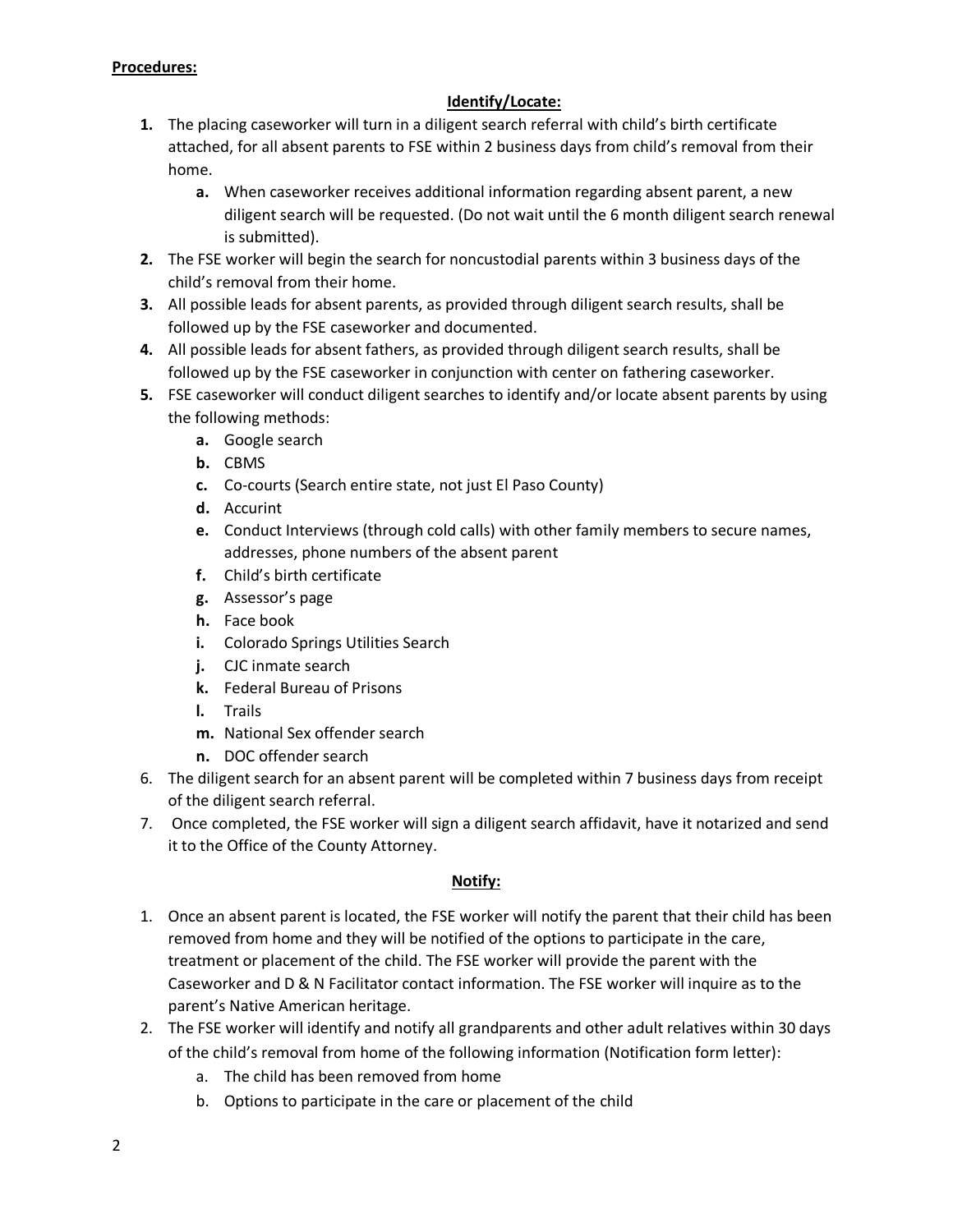**Procedures:**

**Identify/Locate:**

1. The placing caseworker will turn in a diligent search referral with child's birth certificate attached, for all absent parents to FSE within 2 business days from child's removal from their home.
   a. When caseworker receives additional information regarding absent parent, a new diligent search will be requested. (Do not wait until the 6 month diligent search renewal is submitted).
2. The FSE worker will begin the search for noncustodial parents within 3 business days of the child's removal from their home.
3. All possible leads for absent parents, as provided through diligent search results, shall be followed up by the FSE caseworker and documented.
4. All possible leads for absent fathers, as provided through diligent search results, shall be followed up by the FSE caseworker in conjunction with center on fathering caseworker.
5. FSE caseworker will conduct diligent searches to identify and/or locate absent parents by using the following methods:
   a. Google search
   b. CBMS
   c. Co-courts (Search entire state, not just El Paso County)
   d. Accurint
   e. Conduct Interviews (through cold calls) with other family members to secure names, addresses, phone numbers of the absent parent
   f. Child's birth certificate
   g. Assessor's page
   h. Face book
   i. Colorado Springs Utilities Search
   j. CJC inmate search
   k. Federal Bureau of Prisons
   l. Trails
   m. National Sex offender search
   n. DOC offender search
6. The diligent search for an absent parent will be completed within 7 business days from receipt of the diligent search referral.
7. Once completed, the FSE worker will sign a diligent search affidavit, have it notarized and send it to the Office of the County Attorney.

**Notify:**

1. Once an absent parent is located, the FSE worker will notify the parent that their child has been removed from home and they will be notified of the options to participate in the care, treatment or placement of the child. The FSE worker will provide the parent with the Caseworker and D & N Facilitator contact information. The FSE worker will inquire as to the parent's Native American heritage.
2. The FSE worker will identify and notify all grandparents and other adult relatives within 30 days of the child's removal from home of the following information (Notification form letter):
   a. The child has been removed from home
   b. Options to participate in the care or placement of the child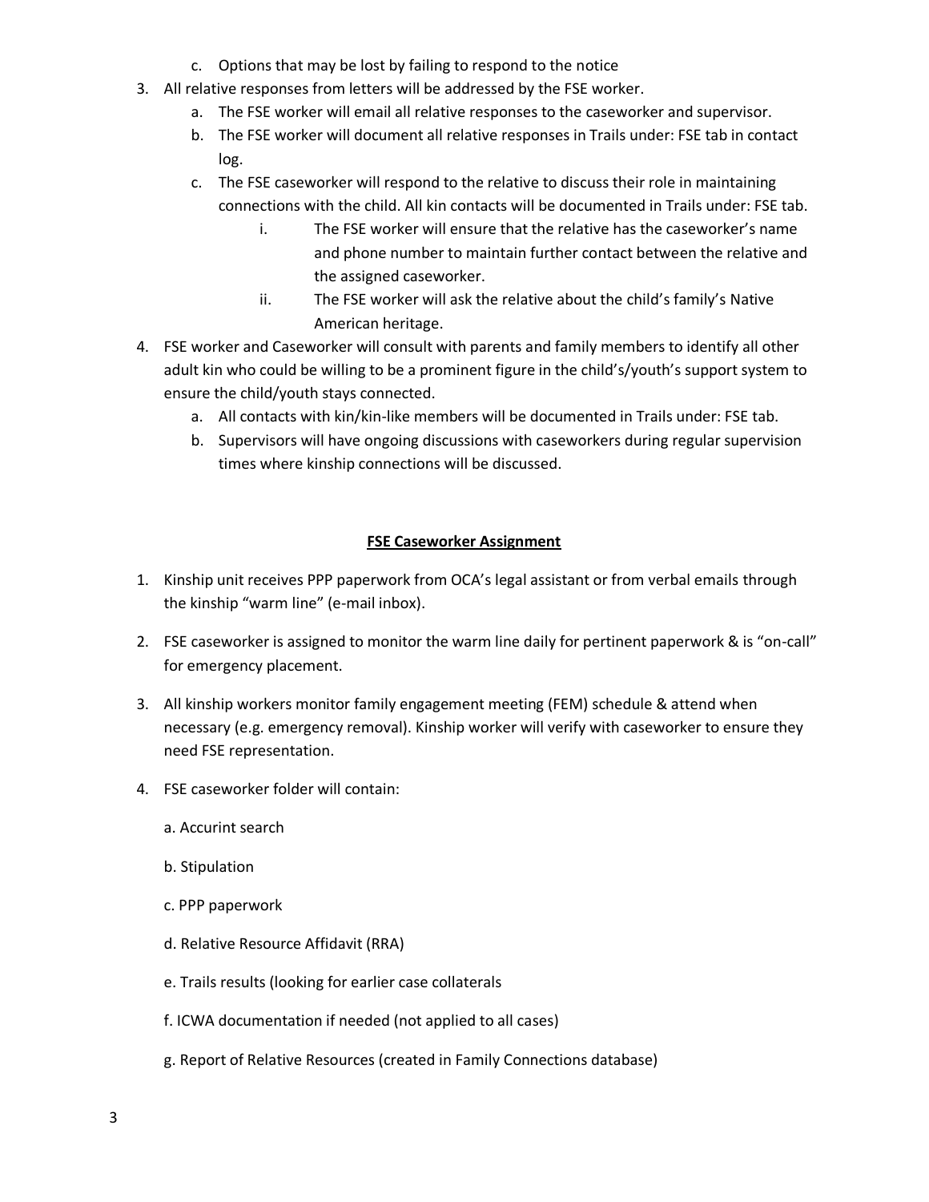c. Options that may be lost by failing to respond to the notice

3. All relative responses from letters will be addressed by the FSE worker.
   a. The FSE worker will email all relative responses to the caseworker and supervisor.
   b. The FSE worker will document all relative responses in Trails under: FSE tab in contact log.
   c. The FSE caseworker will respond to the relative to discuss their role in maintaining connections with the child. All kin contacts will be documented in Trails under: FSE tab.
      i. The FSE worker will ensure that the relative has the caseworker's name and phone number to maintain further contact between the relative and the assigned caseworker.
      ii. The FSE worker will ask the relative about the child's family's Native American heritage.
4. FSE worker and Caseworker will consult with parents and family members to identify all other adult kin who could be willing to be a prominent figure in the child's/youth's support system to ensure the child/youth stays connected.
   a. All contacts with kin/kin-like members will be documented in Trails under: FSE tab.
   b. Supervisors will have ongoing discussions with caseworkers during regular supervision times where kinship connections will be discussed.

## FSE Caseworker Assignment

1. Kinship unit receives PPP paperwork from OCA's legal assistant or from verbal emails through the kinship "warm line" (e-mail inbox).

2. FSE caseworker is assigned to monitor the warm line daily for pertinent paperwork & is "on-call" for emergency placement.

3. All kinship workers monitor family engagement meeting (FEM) schedule & attend when necessary (e.g. emergency removal). Kinship worker will verify with caseworker to ensure they need FSE representation.

4. FSE caseworker folder will contain:

   a. Accurint search

   b. Stipulation

   c. PPP paperwork

   d. Relative Resource Affidavit (RRA)

   e. Trails results (looking for earlier case collaterals

   f. ICWA documentation if needed (not applied to all cases)

   g. Report of Relative Resources (created in Family Connections database)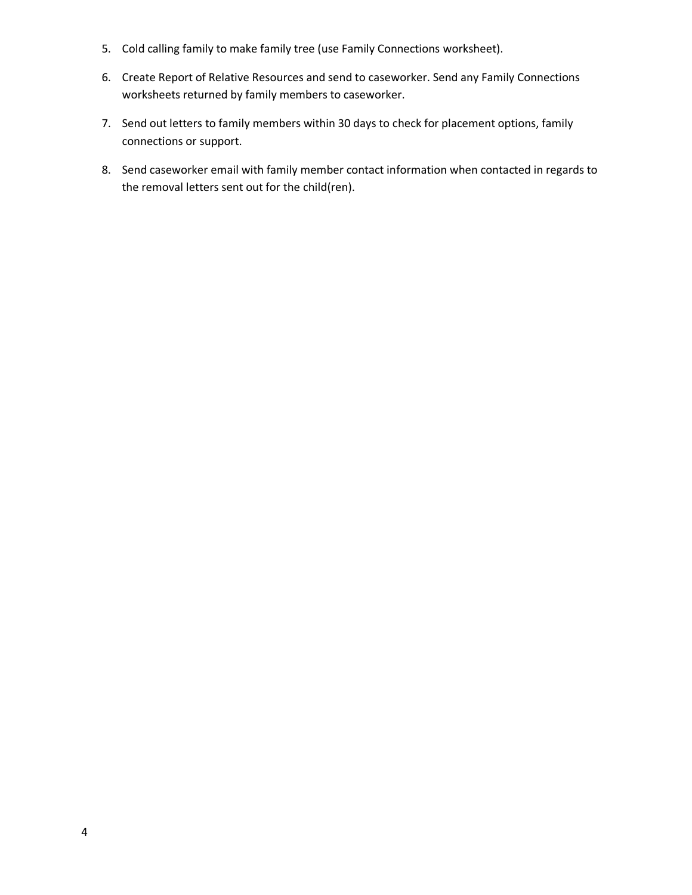5. Cold calling family to make family tree (use Family Connections worksheet).

6. Create Report of Relative Resources and send to caseworker. Send any Family Connections worksheets returned by family members to caseworker.

7. Send out letters to family members within 30 days to check for placement options, family connections or support.

8. Send caseworker email with family member contact information when contacted in regards to the removal letters sent out for the child(ren).